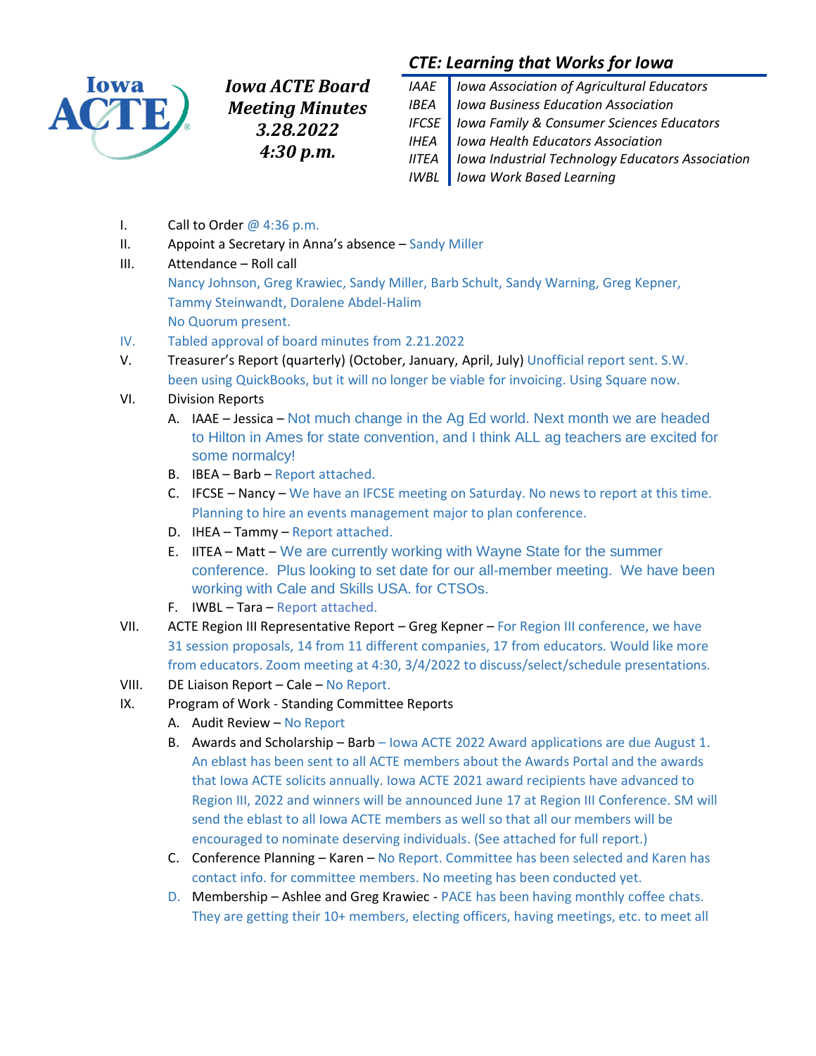# Iowa ACTE Board Meeting Minutes 3.28.2022 4:30 p.m.

## *CTE: Learning that Works for Iowa*

| | |
|---|---|
| *IAAE* | *Iowa Association of Agricultural Educators* |
| *IBEA* | *Iowa Business Education Association* |
| *IFCSE* | *Iowa Family & Consumer Sciences Educators* |
| *IHEA* | *Iowa Health Educators Association* |
| *IITEA* | *Iowa Industrial Technology Educators Association* |
| *IWBL* | *Iowa Work Based Learning* |

I. Call to Order @ 4:36 p.m.

II. Appoint a Secretary in Anna's absence – Sandy Miller

III. Attendance – Roll call
Nancy Johnson, Greg Krawiec, Sandy Miller, Barb Schult, Sandy Warning, Greg Kepner, Tammy Steinwandt, Doralene Abdel-Halim
No Quorum present.

IV. Tabled approval of board minutes from 2.21.2022

V. Treasurer's Report (quarterly) (October, January, April, July) Unofficial report sent. S.W. been using QuickBooks, but it will no longer be viable for invoicing. Using Square now.

VI. Division Reports
   A. IAAE – Jessica – Not much change in the Ag Ed world. Next month we are headed to Hilton in Ames for state convention, and I think ALL ag teachers are excited for some normalcy!
   B. IBEA – Barb – Report attached.
   C. IFCSE – Nancy – We have an IFCSE meeting on Saturday. No news to report at this time. Planning to hire an events management major to plan conference.
   D. IHEA – Tammy – Report attached.
   E. IITEA – Matt – We are currently working with Wayne State for the summer conference. Plus looking to set date for our all-member meeting. We have been working with Cale and Skills USA. for CTSOs.
   F. IWBL – Tara – Report attached.

VII. ACTE Region III Representative Report – Greg Kepner – For Region III conference, we have 31 session proposals, 14 from 11 different companies, 17 from educators. Would like more from educators. Zoom meeting at 4:30, 3/4/2022 to discuss/select/schedule presentations.

VIII. DE Liaison Report – Cale – No Report.

IX. Program of Work - Standing Committee Reports
   A. Audit Review – No Report
   B. Awards and Scholarship – Barb – Iowa ACTE 2022 Award applications are due August 1. An eblast has been sent to all ACTE members about the Awards Portal and the awards that Iowa ACTE solicits annually. Iowa ACTE 2021 award recipients have advanced to Region III, 2022 and winners will be announced June 17 at Region III Conference. SM will send the eblast to all Iowa ACTE members as well so that all our members will be encouraged to nominate deserving individuals. (See attached for full report.)
   C. Conference Planning – Karen – No Report. Committee has been selected and Karen has contact info. for committee members. No meeting has been conducted yet.
   D. Membership – Ashlee and Greg Krawiec - PACE has been having monthly coffee chats. They are getting their 10+ members, electing officers, having meetings, etc. to meet all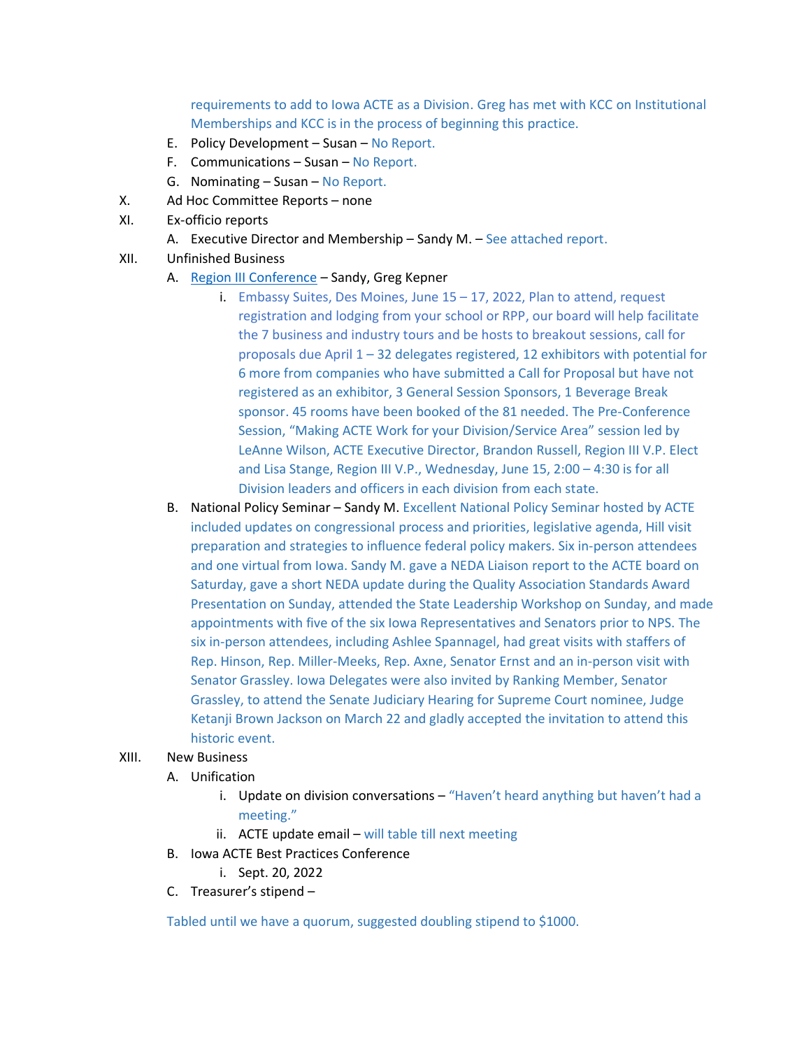requirements to add to Iowa ACTE as a Division. Greg has met with KCC on Institutional Memberships and KCC is in the process of beginning this practice.

E. Policy Development – Susan – No Report.
F. Communications – Susan – No Report.
G. Nominating – Susan – No Report.

X. Ad Hoc Committee Reports – none

XI. Ex-officio reports
   A. Executive Director and Membership – Sandy M. – See attached report.

XII. Unfinished Business
   A. Region III Conference – Sandy, Greg Kepner
      i. Embassy Suites, Des Moines, June 15 – 17, 2022, Plan to attend, request registration and lodging from your school or RPP, our board will help facilitate the 7 business and industry tours and be hosts to breakout sessions, call for proposals due April 1 – 32 delegates registered, 12 exhibitors with potential for 6 more from companies who have submitted a Call for Proposal but have not registered as an exhibitor, 3 General Session Sponsors, 1 Beverage Break sponsor. 45 rooms have been booked of the 81 needed. The Pre-Conference Session, "Making ACTE Work for your Division/Service Area" session led by LeAnne Wilson, ACTE Executive Director, Brandon Russell, Region III V.P. Elect and Lisa Stange, Region III V.P., Wednesday, June 15, 2:00 – 4:30 is for all Division leaders and officers in each division from each state.
   B. National Policy Seminar – Sandy M. Excellent National Policy Seminar hosted by ACTE included updates on congressional process and priorities, legislative agenda, Hill visit preparation and strategies to influence federal policy makers. Six in-person attendees and one virtual from Iowa. Sandy M. gave a NEDA Liaison report to the ACTE board on Saturday, gave a short NEDA update during the Quality Association Standards Award Presentation on Sunday, attended the State Leadership Workshop on Sunday, and made appointments with five of the six Iowa Representatives and Senators prior to NPS. The six in-person attendees, including Ashlee Spannagel, had great visits with staffers of Rep. Hinson, Rep. Miller-Meeks, Rep. Axne, Senator Ernst and an in-person visit with Senator Grassley. Iowa Delegates were also invited by Ranking Member, Senator Grassley, to attend the Senate Judiciary Hearing for Supreme Court nominee, Judge Ketanji Brown Jackson on March 22 and gladly accepted the invitation to attend this historic event.

XIII. New Business
   A. Unification
      i. Update on division conversations – "Haven't heard anything but haven't had a meeting."
      ii. ACTE update email – will table till next meeting
   B. Iowa ACTE Best Practices Conference
      i. Sept. 20, 2022
   C. Treasurer's stipend –

Tabled until we have a quorum, suggested doubling stipend to $1000.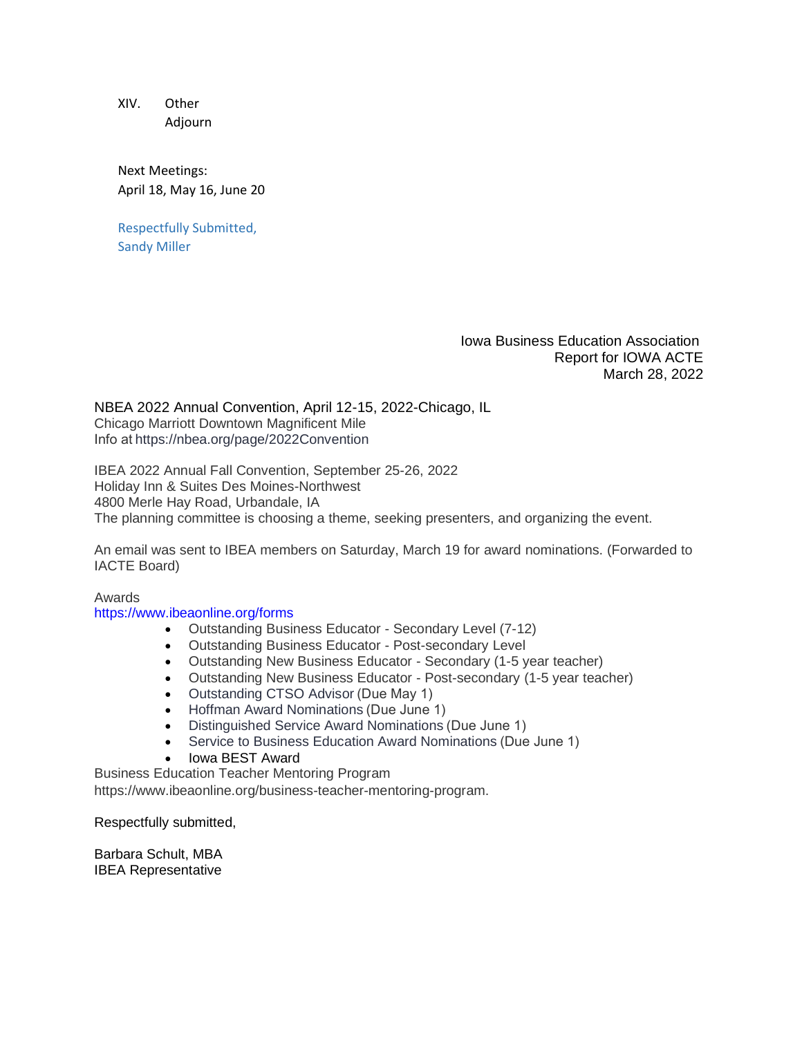XIV. Other

Adjourn

Next Meetings:
April 18, May 16, June 20

Respectfully Submitted,
Sandy Miller

Iowa Business Education Association
Report for IOWA ACTE
March 28, 2022

NBEA 2022 Annual Convention, April 12-15, 2022-Chicago, IL
Chicago Marriott Downtown Magnificent Mile
Info at https://nbea.org/page/2022Convention

IBEA 2022 Annual Fall Convention, September 25-26, 2022
Holiday Inn & Suites Des Moines-Northwest
4800 Merle Hay Road, Urbandale, IA
The planning committee is choosing a theme, seeking presenters, and organizing the event.

An email was sent to IBEA members on Saturday, March 19 for award nominations. (Forwarded to IACTE Board)

Awards
https://www.ibeaonline.org/forms

- Outstanding Business Educator - Secondary Level (7-12)
- Outstanding Business Educator - Post-secondary Level
- Outstanding New Business Educator - Secondary (1-5 year teacher)
- Outstanding New Business Educator - Post-secondary (1-5 year teacher)
- Outstanding CTSO Advisor (Due May 1)
- Hoffman Award Nominations (Due June 1)
- Distinguished Service Award Nominations (Due June 1)
- Service to Business Education Award Nominations (Due June 1)
- Iowa BEST Award

Business Education Teacher Mentoring Program
https://www.ibeaonline.org/business-teacher-mentoring-program.

Respectfully submitted,

Barbara Schult, MBA
IBEA Representative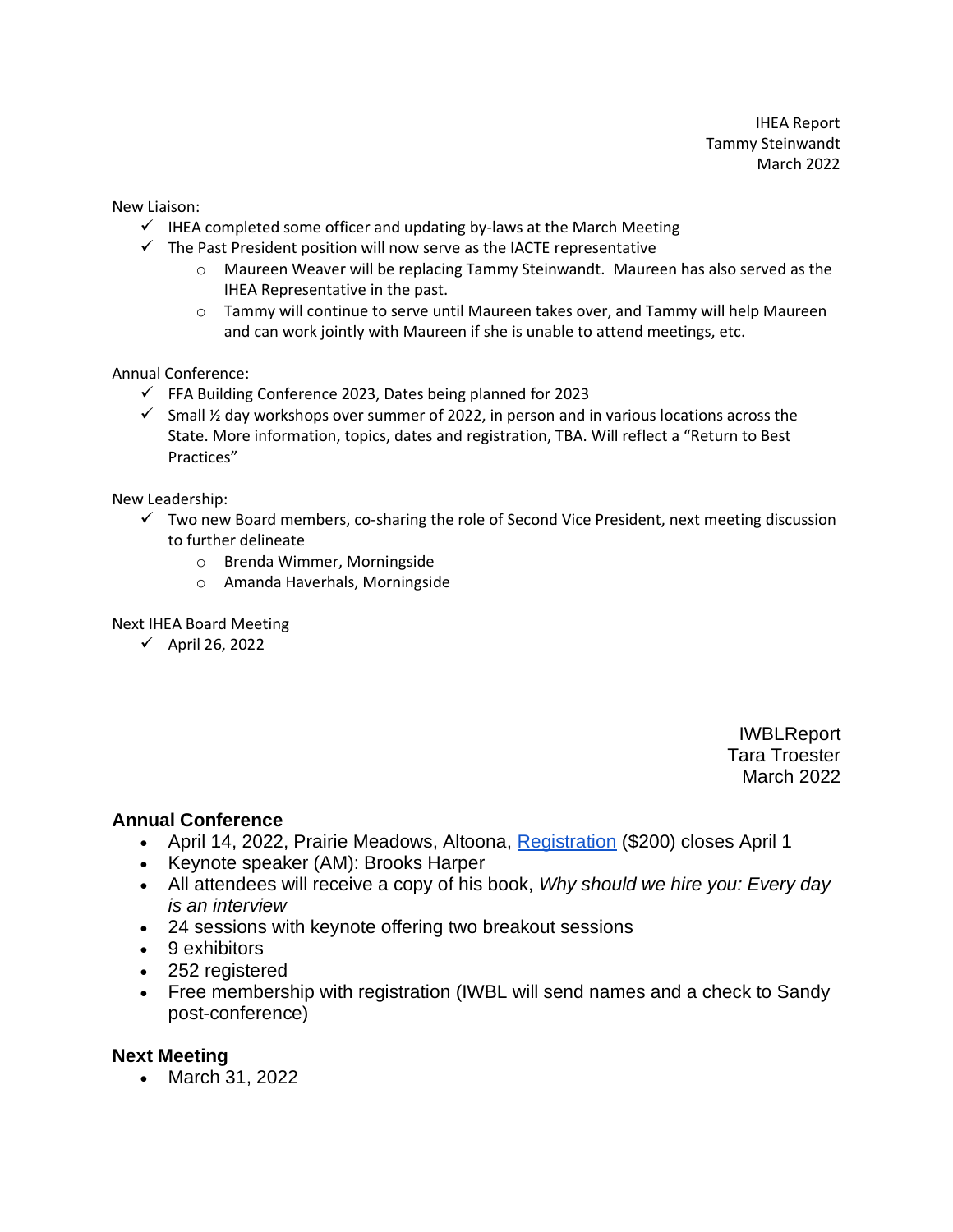IHEA Report
Tammy Steinwandt
March 2022

New Liaison:

- ✓ IHEA completed some officer and updating by-laws at the March Meeting
- ✓ The Past President position will now serve as the IACTE representative
  - Maureen Weaver will be replacing Tammy Steinwandt. Maureen has also served as the IHEA Representative in the past.
  - Tammy will continue to serve until Maureen takes over, and Tammy will help Maureen and can work jointly with Maureen if she is unable to attend meetings, etc.

Annual Conference:

- ✓ FFA Building Conference 2023, Dates being planned for 2023
- ✓ Small ½ day workshops over summer of 2022, in person and in various locations across the State. More information, topics, dates and registration, TBA. Will reflect a "Return to Best Practices"

New Leadership:

- ✓ Two new Board members, co-sharing the role of Second Vice President, next meeting discussion to further delineate
  - Brenda Wimmer, Morningside
  - Amanda Haverhals, Morningside

Next IHEA Board Meeting

- ✓ April 26, 2022

IWBLReport
Tara Troester
March 2022

### Annual Conference

- April 14, 2022, Prairie Meadows, Altoona, Registration ($200) closes April 1
- Keynote speaker (AM): Brooks Harper
- All attendees will receive a copy of his book, *Why should we hire you: Every day is an interview*
- 24 sessions with keynote offering two breakout sessions
- 9 exhibitors
- 252 registered
- Free membership with registration (IWBL will send names and a check to Sandy post-conference)

### Next Meeting

- March 31, 2022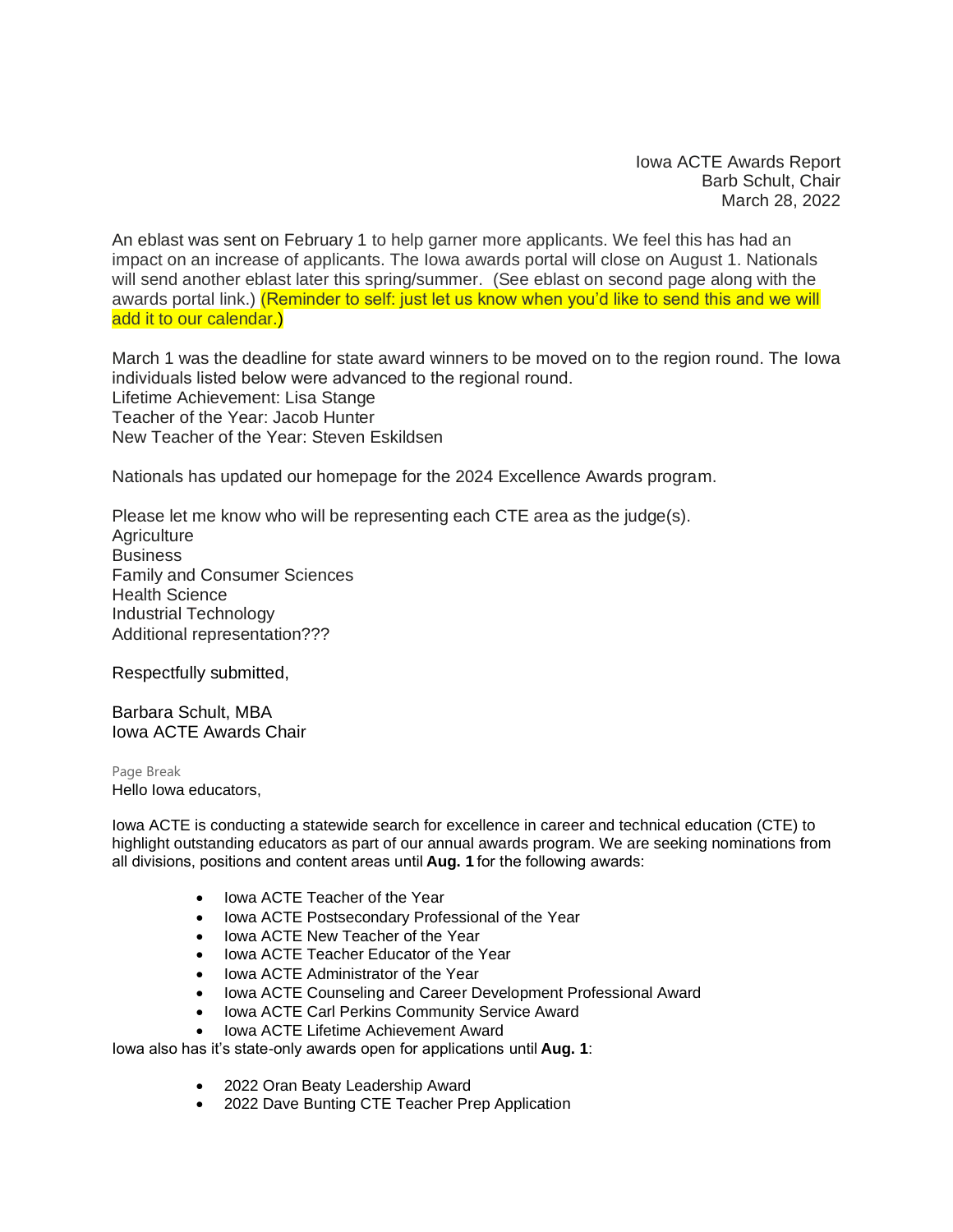Iowa ACTE Awards Report
Barb Schult, Chair
March 28, 2022

An eblast was sent on February 1 to help garner more applicants. We feel this has had an impact on an increase of applicants. The Iowa awards portal will close on August 1. Nationals will send another eblast later this spring/summer. (See eblast on second page along with the awards portal link.) (Reminder to self: just let us know when you'd like to send this and we will add it to our calendar.)

March 1 was the deadline for state award winners to be moved on to the region round. The Iowa individuals listed below were advanced to the regional round.
Lifetime Achievement: Lisa Stange
Teacher of the Year: Jacob Hunter
New Teacher of the Year: Steven Eskildsen

Nationals has updated our homepage for the 2024 Excellence Awards program.

Please let me know who will be representing each CTE area as the judge(s).
Agriculture
Business
Family and Consumer Sciences
Health Science
Industrial Technology
Additional representation???

Respectfully submitted,

Barbara Schult, MBA
Iowa ACTE Awards Chair

Page Break

Hello Iowa educators,

Iowa ACTE is conducting a statewide search for excellence in career and technical education (CTE) to highlight outstanding educators as part of our annual awards program. We are seeking nominations from all divisions, positions and content areas until **Aug. 1** for the following awards:

- Iowa ACTE Teacher of the Year
- Iowa ACTE Postsecondary Professional of the Year
- Iowa ACTE New Teacher of the Year
- Iowa ACTE Teacher Educator of the Year
- Iowa ACTE Administrator of the Year
- Iowa ACTE Counseling and Career Development Professional Award
- Iowa ACTE Carl Perkins Community Service Award
- Iowa ACTE Lifetime Achievement Award

Iowa also has it's state-only awards open for applications until **Aug. 1**:

- 2022 Oran Beaty Leadership Award
- 2022 Dave Bunting CTE Teacher Prep Application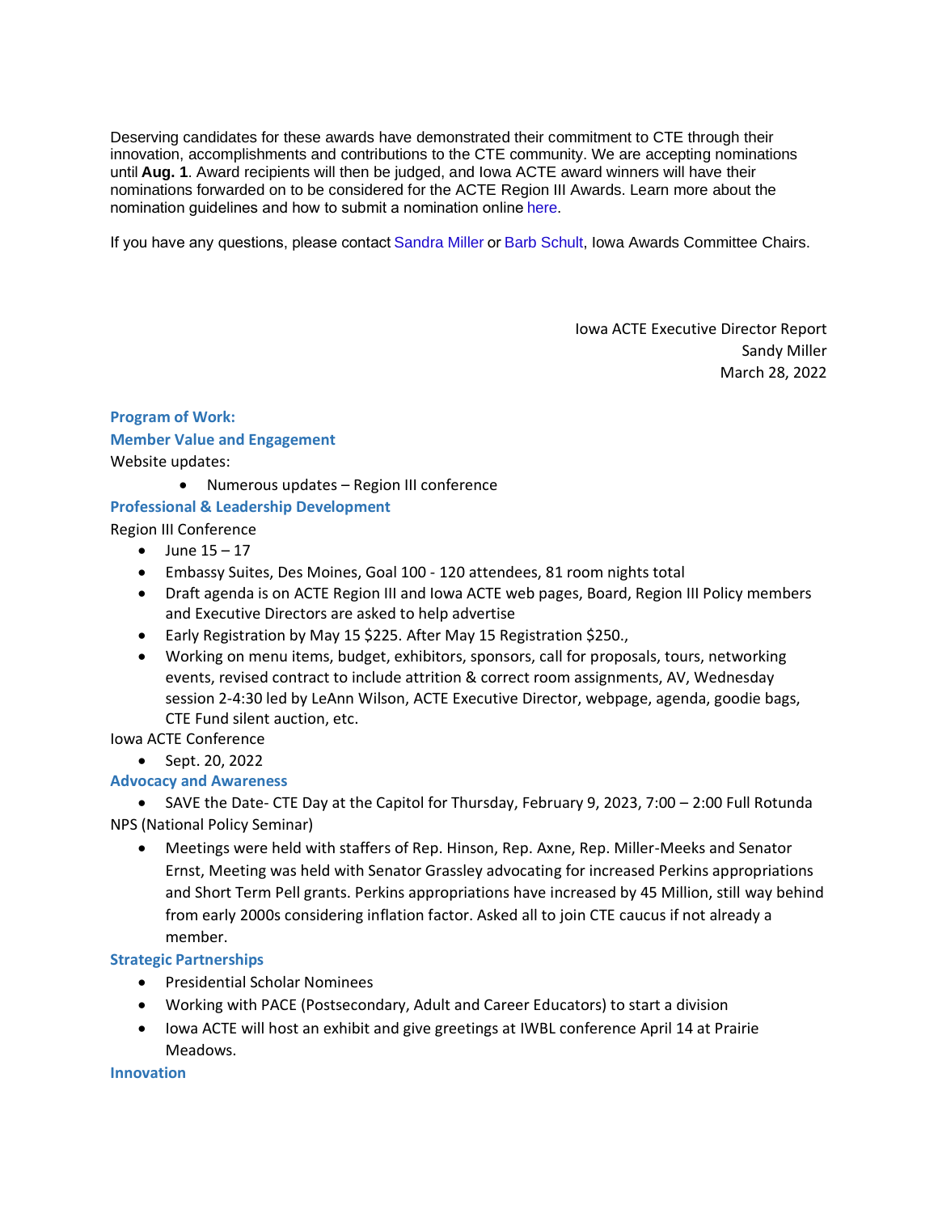Deserving candidates for these awards have demonstrated their commitment to CTE through their innovation, accomplishments and contributions to the CTE community. We are accepting nominations until **Aug. 1**. Award recipients will then be judged, and Iowa ACTE award winners will have their nominations forwarded on to be considered for the ACTE Region III Awards. Learn more about the nomination guidelines and how to submit a nomination online here.

If you have any questions, please contact Sandra Miller or Barb Schult, Iowa Awards Committee Chairs.

Iowa ACTE Executive Director Report
Sandy Miller
March 28, 2022

### Program of Work:

### Member Value and Engagement

Website updates:

- Numerous updates – Region III conference

### Professional & Leadership Development

Region III Conference

- June 15 – 17
- Embassy Suites, Des Moines, Goal 100 - 120 attendees, 81 room nights total
- Draft agenda is on ACTE Region III and Iowa ACTE web pages, Board, Region III Policy members and Executive Directors are asked to help advertise
- Early Registration by May 15 $225. After May 15 Registration $250.,
- Working on menu items, budget, exhibitors, sponsors, call for proposals, tours, networking events, revised contract to include attrition & correct room assignments, AV, Wednesday session 2-4:30 led by LeAnn Wilson, ACTE Executive Director, webpage, agenda, goodie bags, CTE Fund silent auction, etc.

Iowa ACTE Conference

- Sept. 20, 2022

### Advocacy and Awareness

- SAVE the Date- CTE Day at the Capitol for Thursday, February 9, 2023, 7:00 – 2:00 Full Rotunda

NPS (National Policy Seminar)

- Meetings were held with staffers of Rep. Hinson, Rep. Axne, Rep. Miller-Meeks and Senator Ernst, Meeting was held with Senator Grassley advocating for increased Perkins appropriations and Short Term Pell grants. Perkins appropriations have increased by 45 Million, still way behind from early 2000s considering inflation factor. Asked all to join CTE caucus if not already a member.

### Strategic Partnerships

- Presidential Scholar Nominees
- Working with PACE (Postsecondary, Adult and Career Educators) to start a division
- Iowa ACTE will host an exhibit and give greetings at IWBL conference April 14 at Prairie Meadows.

### Innovation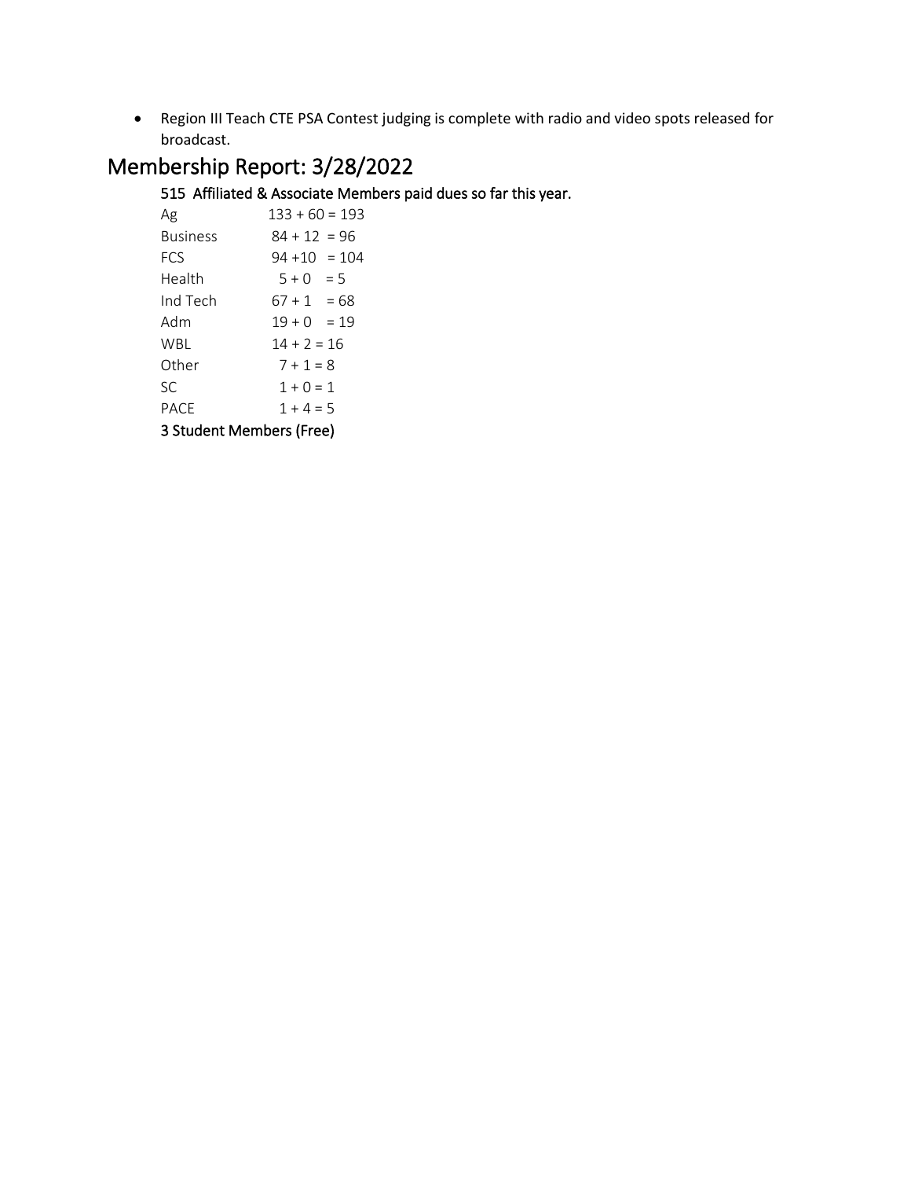- Region III Teach CTE PSA Contest judging is complete with radio and video spots released for broadcast.

# Membership Report: 3/28/2022

### 515 Affiliated & Associate Members paid dues so far this year.

| | |
|---|---|
| Ag | 133 + 60 = 193 |
| Business | 84 + 12 = 96 |
| FCS | 94 +10 = 104 |
| Health | 5 + 0 = 5 |
| Ind Tech | 67 + 1 = 68 |
| Adm | 19 + 0 = 19 |
| WBL | 14 + 2 = 16 |
| Other | 7 + 1 = 8 |
| SC | 1 + 0 = 1 |
| PACE | 1 + 4 = 5 |

### 3 Student Members (Free)